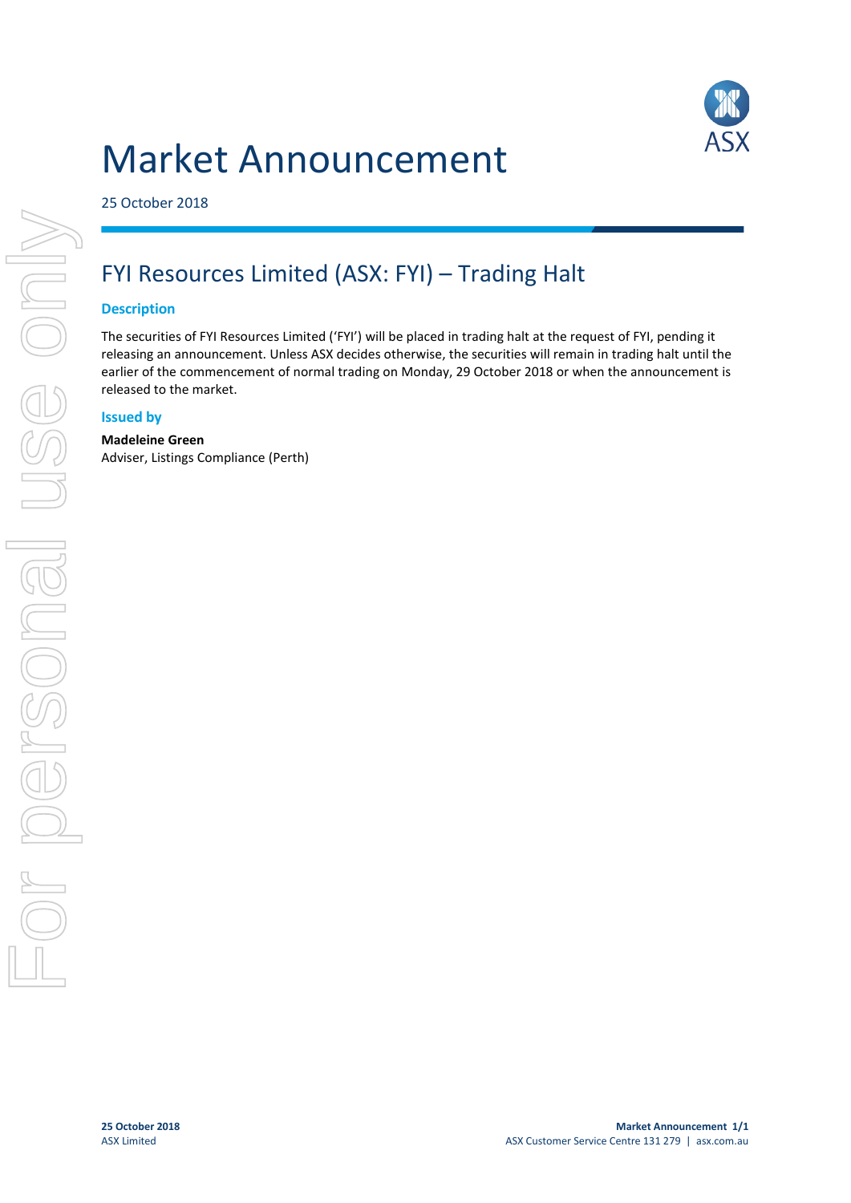# Market Announcement

25 October 2018

## FYI Resources Limited (ASX: FYI) – Trading Halt

### Description

The securities of FYI Resources Limited ('FYI') will be placed in trading halt at the request of FYI, pending it releasing an announcement. Unless ASX decides otherwise, the securities will remain in trading halt until the earlier of the commencement of normal trading on Monday, 29 October 2018 or when the announcement is released to the market.

### Issued by

**Madeleine Green**
Adviser, Listings Compliance (Perth)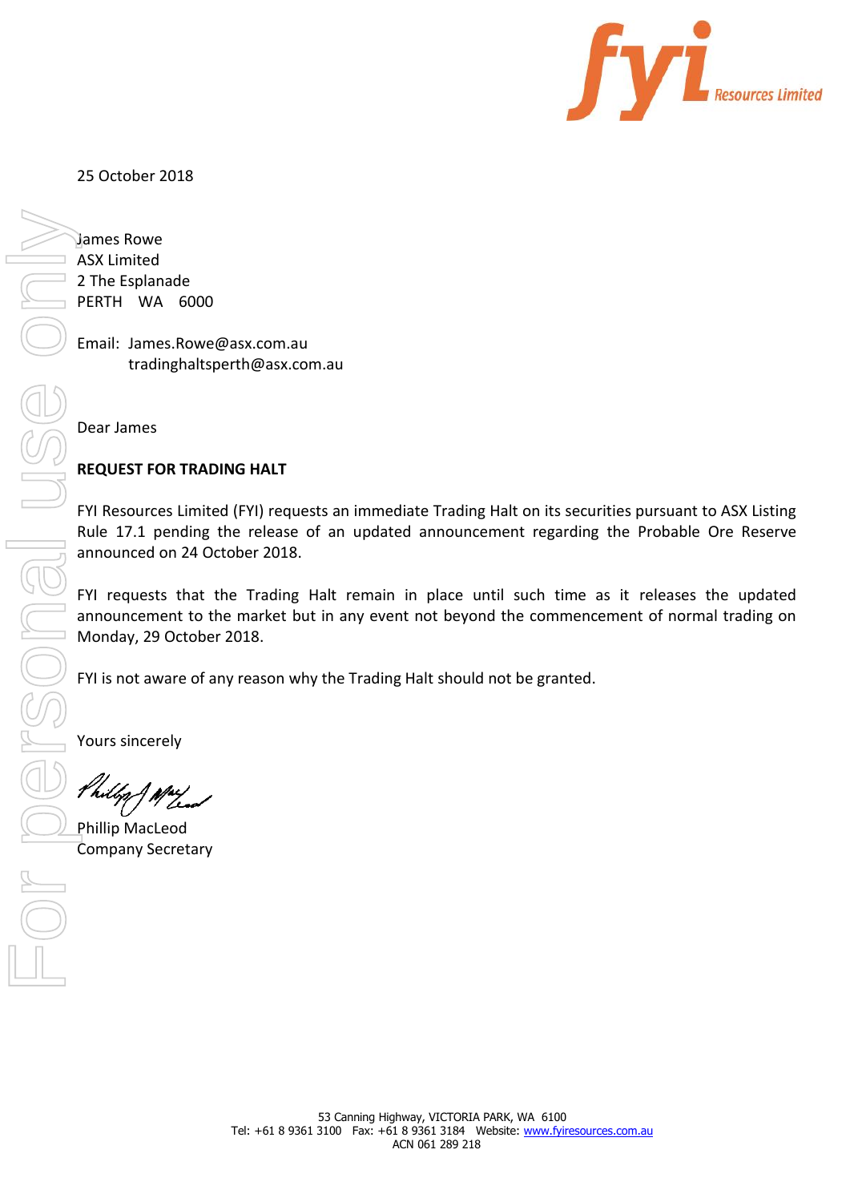25 October 2018

James Rowe
ASX Limited
2 The Esplanade
PERTH WA 6000

Email: James.Rowe@asx.com.au
tradinghaltsperth@asx.com.au

Dear James

**REQUEST FOR TRADING HALT**

FYI Resources Limited (FYI) requests an immediate Trading Halt on its securities pursuant to ASX Listing Rule 17.1 pending the release of an updated announcement regarding the Probable Ore Reserve announced on 24 October 2018.

FYI requests that the Trading Halt remain in place until such time as it releases the updated announcement to the market but in any event not beyond the commencement of normal trading on Monday, 29 October 2018.

FYI is not aware of any reason why the Trading Halt should not be granted.

Yours sincerely

Phillip MacLeod
Company Secretary

53 Canning Highway, VICTORIA PARK, WA 6100
Tel: +61 8 9361 3100 Fax: +61 8 9361 3184 Website: www.fyiresources.com.au
ACN 061 289 218